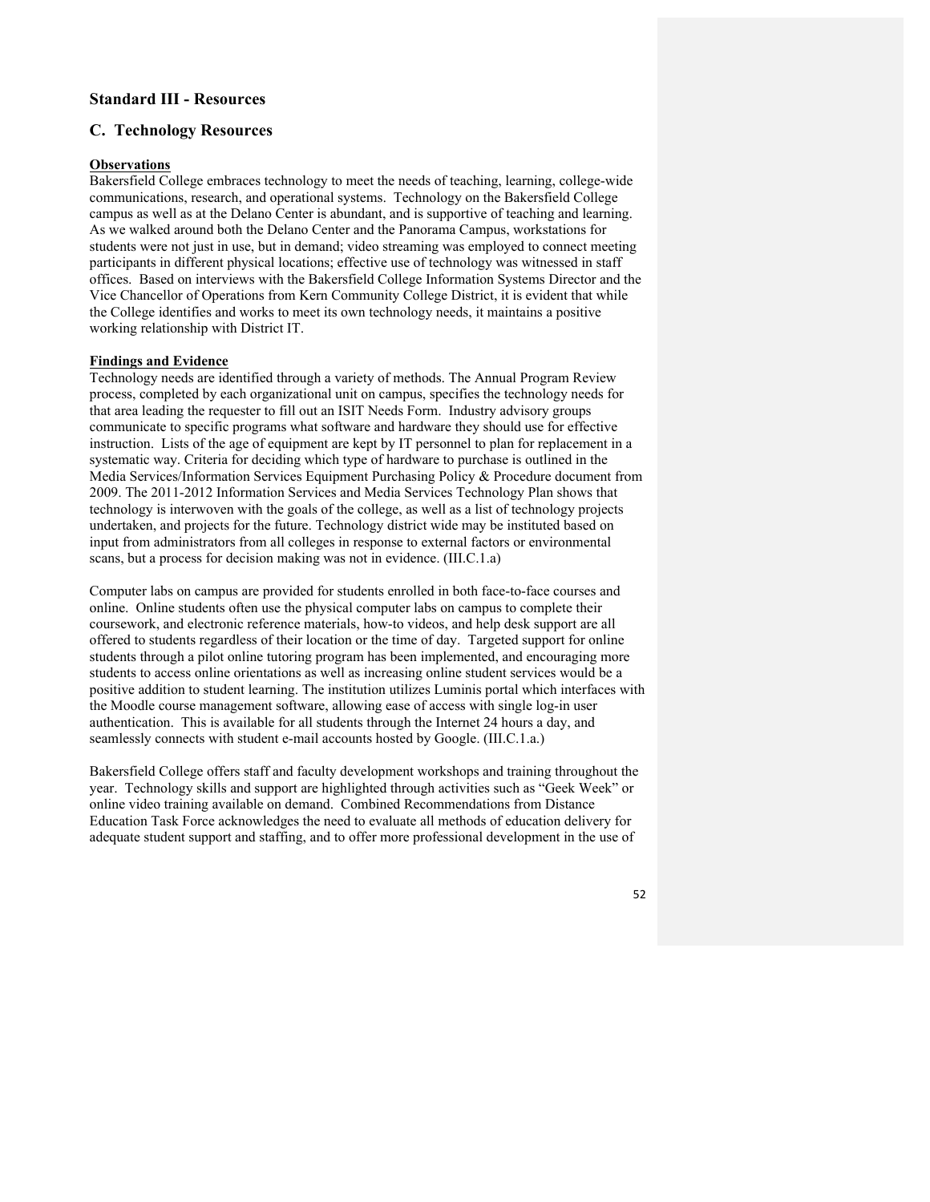## Standard III - Resources

## C. Technology Resources

**Observations**

Bakersfield College embraces technology to meet the needs of teaching, learning, college-wide communications, research, and operational systems. Technology on the Bakersfield College campus as well as at the Delano Center is abundant, and is supportive of teaching and learning. As we walked around both the Delano Center and the Panorama Campus, workstations for students were not just in use, but in demand; video streaming was employed to connect meeting participants in different physical locations; effective use of technology was witnessed in staff offices. Based on interviews with the Bakersfield College Information Systems Director and the Vice Chancellor of Operations from Kern Community College District, it is evident that while the College identifies and works to meet its own technology needs, it maintains a positive working relationship with District IT.

**Findings and Evidence**

Technology needs are identified through a variety of methods. The Annual Program Review process, completed by each organizational unit on campus, specifies the technology needs for that area leading the requester to fill out an ISIT Needs Form. Industry advisory groups communicate to specific programs what software and hardware they should use for effective instruction. Lists of the age of equipment are kept by IT personnel to plan for replacement in a systematic way. Criteria for deciding which type of hardware to purchase is outlined in the Media Services/Information Services Equipment Purchasing Policy & Procedure document from 2009. The 2011-2012 Information Services and Media Services Technology Plan shows that technology is interwoven with the goals of the college, as well as a list of technology projects undertaken, and projects for the future. Technology district wide may be instituted based on input from administrators from all colleges in response to external factors or environmental scans, but a process for decision making was not in evidence. (III.C.1.a)

Computer labs on campus are provided for students enrolled in both face-to-face courses and online. Online students often use the physical computer labs on campus to complete their coursework, and electronic reference materials, how-to videos, and help desk support are all offered to students regardless of their location or the time of day. Targeted support for online students through a pilot online tutoring program has been implemented, and encouraging more students to access online orientations as well as increasing online student services would be a positive addition to student learning. The institution utilizes Luminis portal which interfaces with the Moodle course management software, allowing ease of access with single log-in user authentication. This is available for all students through the Internet 24 hours a day, and seamlessly connects with student e-mail accounts hosted by Google. (III.C.1.a.)

Bakersfield College offers staff and faculty development workshops and training throughout the year. Technology skills and support are highlighted through activities such as "Geek Week" or online video training available on demand. Combined Recommendations from Distance Education Task Force acknowledges the need to evaluate all methods of education delivery for adequate student support and staffing, and to offer more professional development in the use of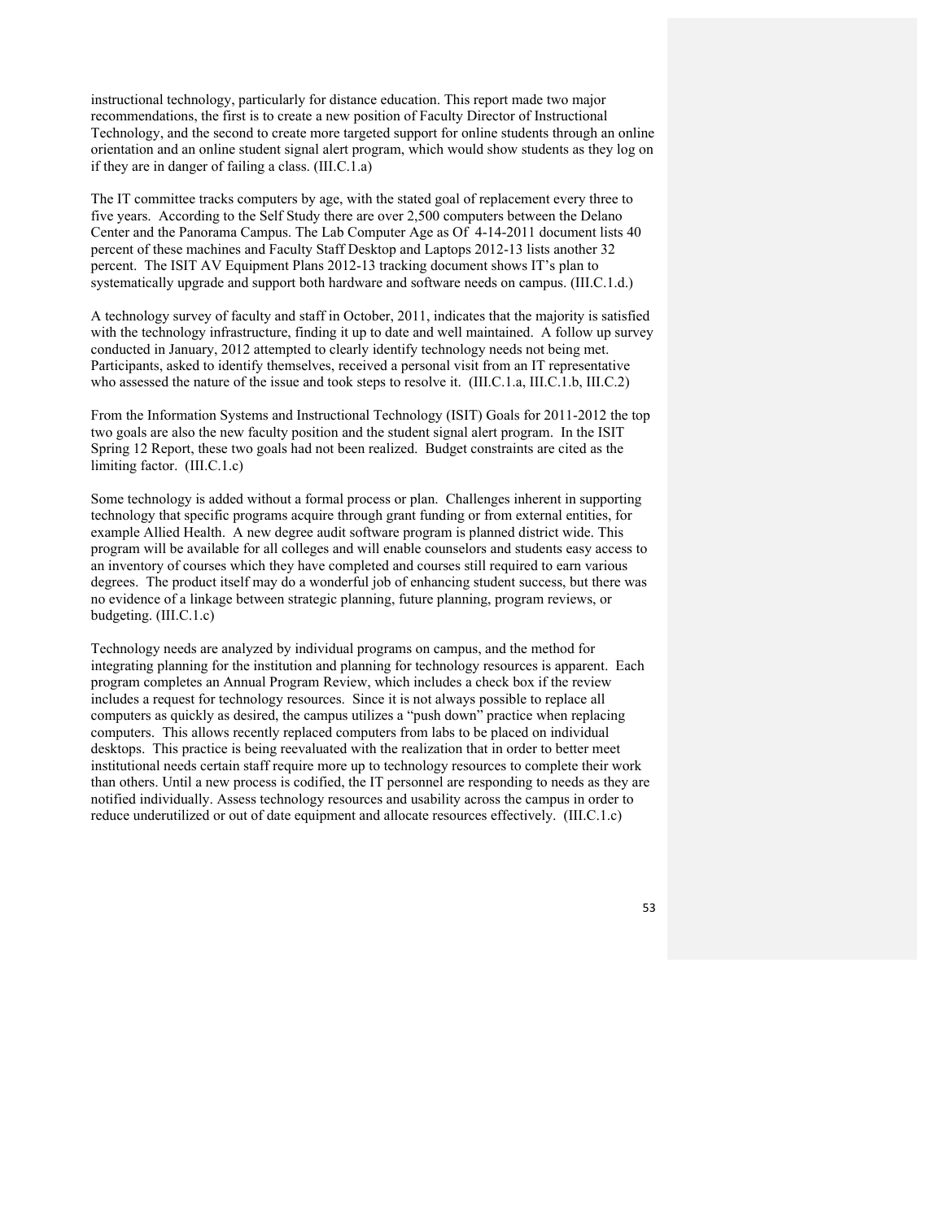instructional technology, particularly for distance education. This report made two major recommendations, the first is to create a new position of Faculty Director of Instructional Technology, and the second to create more targeted support for online students through an online orientation and an online student signal alert program, which would show students as they log on if they are in danger of failing a class. (III.C.1.a)

The IT committee tracks computers by age, with the stated goal of replacement every three to five years. According to the Self Study there are over 2,500 computers between the Delano Center and the Panorama Campus. The Lab Computer Age as Of 4-14-2011 document lists 40 percent of these machines and Faculty Staff Desktop and Laptops 2012-13 lists another 32 percent. The ISIT AV Equipment Plans 2012-13 tracking document shows IT's plan to systematically upgrade and support both hardware and software needs on campus. (III.C.1.d.)

A technology survey of faculty and staff in October, 2011, indicates that the majority is satisfied with the technology infrastructure, finding it up to date and well maintained. A follow up survey conducted in January, 2012 attempted to clearly identify technology needs not being met. Participants, asked to identify themselves, received a personal visit from an IT representative who assessed the nature of the issue and took steps to resolve it. (III.C.1.a, III.C.1.b, III.C.2)

From the Information Systems and Instructional Technology (ISIT) Goals for 2011-2012 the top two goals are also the new faculty position and the student signal alert program. In the ISIT Spring 12 Report, these two goals had not been realized. Budget constraints are cited as the limiting factor. (III.C.1.c)

Some technology is added without a formal process or plan. Challenges inherent in supporting technology that specific programs acquire through grant funding or from external entities, for example Allied Health. A new degree audit software program is planned district wide. This program will be available for all colleges and will enable counselors and students easy access to an inventory of courses which they have completed and courses still required to earn various degrees. The product itself may do a wonderful job of enhancing student success, but there was no evidence of a linkage between strategic planning, future planning, program reviews, or budgeting. (III.C.1.c)

Technology needs are analyzed by individual programs on campus, and the method for integrating planning for the institution and planning for technology resources is apparent. Each program completes an Annual Program Review, which includes a check box if the review includes a request for technology resources. Since it is not always possible to replace all computers as quickly as desired, the campus utilizes a "push down" practice when replacing computers. This allows recently replaced computers from labs to be placed on individual desktops. This practice is being reevaluated with the realization that in order to better meet institutional needs certain staff require more up to technology resources to complete their work than others. Until a new process is codified, the IT personnel are responding to needs as they are notified individually. Assess technology resources and usability across the campus in order to reduce underutilized or out of date equipment and allocate resources effectively. (III.C.1.c)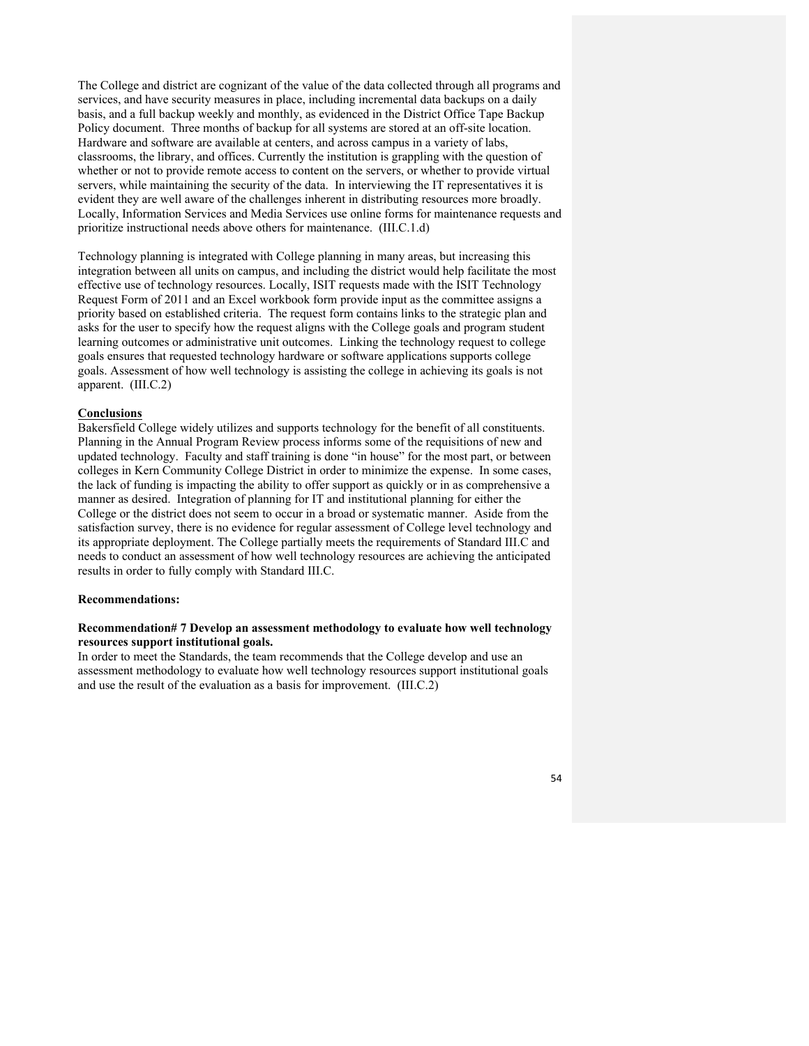The College and district are cognizant of the value of the data collected through all programs and services, and have security measures in place, including incremental data backups on a daily basis, and a full backup weekly and monthly, as evidenced in the District Office Tape Backup Policy document. Three months of backup for all systems are stored at an off-site location. Hardware and software are available at centers, and across campus in a variety of labs, classrooms, the library, and offices. Currently the institution is grappling with the question of whether or not to provide remote access to content on the servers, or whether to provide virtual servers, while maintaining the security of the data. In interviewing the IT representatives it is evident they are well aware of the challenges inherent in distributing resources more broadly. Locally, Information Services and Media Services use online forms for maintenance requests and prioritize instructional needs above others for maintenance. (III.C.1.d)

Technology planning is integrated with College planning in many areas, but increasing this integration between all units on campus, and including the district would help facilitate the most effective use of technology resources. Locally, ISIT requests made with the ISIT Technology Request Form of 2011 and an Excel workbook form provide input as the committee assigns a priority based on established criteria. The request form contains links to the strategic plan and asks for the user to specify how the request aligns with the College goals and program student learning outcomes or administrative unit outcomes. Linking the technology request to college goals ensures that requested technology hardware or software applications supports college goals. Assessment of how well technology is assisting the college in achieving its goals is not apparent. (III.C.2)

**Conclusions**

Bakersfield College widely utilizes and supports technology for the benefit of all constituents. Planning in the Annual Program Review process informs some of the requisitions of new and updated technology. Faculty and staff training is done "in house" for the most part, or between colleges in Kern Community College District in order to minimize the expense. In some cases, the lack of funding is impacting the ability to offer support as quickly or in as comprehensive a manner as desired. Integration of planning for IT and institutional planning for either the College or the district does not seem to occur in a broad or systematic manner. Aside from the satisfaction survey, there is no evidence for regular assessment of College level technology and its appropriate deployment. The College partially meets the requirements of Standard III.C and needs to conduct an assessment of how well technology resources are achieving the anticipated results in order to fully comply with Standard III.C.

**Recommendations:**

**Recommendation# 7 Develop an assessment methodology to evaluate how well technology resources support institutional goals.**

In order to meet the Standards, the team recommends that the College develop and use an assessment methodology to evaluate how well technology resources support institutional goals and use the result of the evaluation as a basis for improvement. (III.C.2)